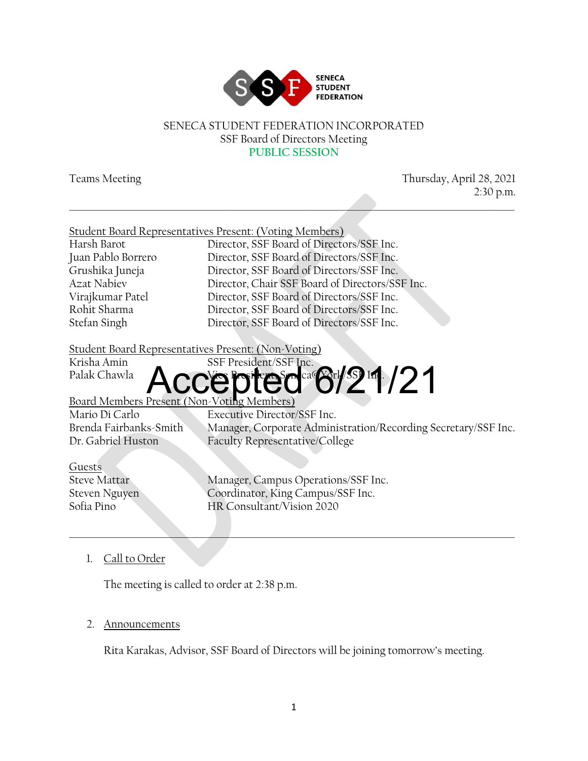SENECA STUDENT FEDERATION

SENECA STUDENT FEDERATION INCORPORATED
SSF Board of Directors Meeting
PUBLIC SESSION

Teams Meeting

Thursday, April 28, 2021
2:30 p.m.

DRAFT

Accepted 6/21/21

---

Student Board Representatives Present: (Voting Members)

| | |
|---|---|
| Harsh Barot | Director, SSF Board of Directors/SSF Inc. |
| Juan Pablo Borrero | Director, SSF Board of Directors/SSF Inc. |
| Grushika Juneja | Director, SSF Board of Directors/SSF Inc. |
| Azat Nabiev | Director, Chair SSF Board of Directors/SSF Inc. |
| Virajkumar Patel | Director, SSF Board of Directors/SSF Inc. |
| Rohit Sharma | Director, SSF Board of Directors/SSF Inc. |
| Stefan Singh | Director, SSF Board of Directors/SSF Inc. |

Student Board Representatives Present: (Non-Voting)

| | |
|---|---|
| Krisha Amin | SSF President/SSF Inc. |
| Palak Chawla | Vice President, Seneca@York/SSF Inc. |

Board Members Present (Non-Voting Members)

| | |
|---|---|
| Mario Di Carlo | Executive Director/SSF Inc. |
| Brenda Fairbanks-Smith | Manager, Corporate Administration/Recording Secretary/SSF Inc. |
| Dr. Gabriel Huston | Faculty Representative/College |

Guests

| | |
|---|---|
| Steve Mattar | Manager, Campus Operations/SSF Inc. |
| Steven Nguyen | Coordinator, King Campus/SSF Inc. |
| Sofia Pino | HR Consultant/Vision 2020 |

---

1. Call to Order

   The meeting is called to order at 2:38 p.m.

2. Announcements

   Rita Karakas, Advisor, SSF Board of Directors will be joining tomorrow's meeting.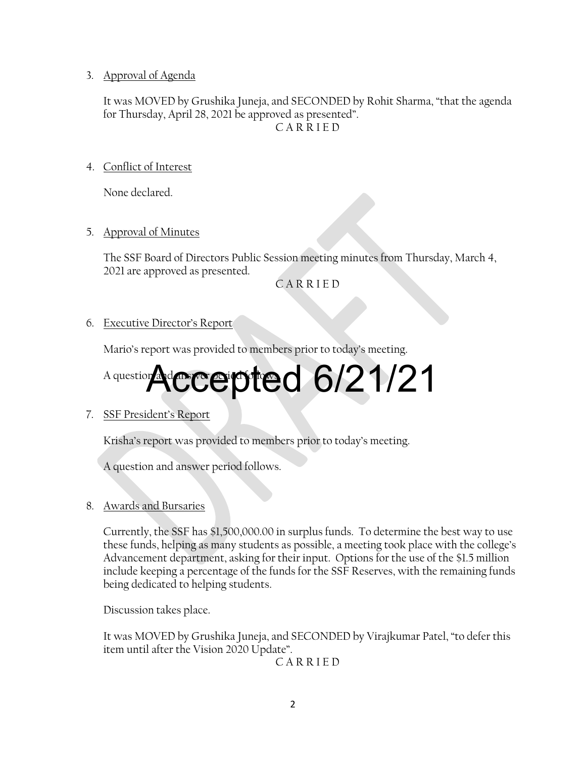3. Approval of Agenda

   It was MOVED by Grushika Juneja, and SECONDED by Rohit Sharma, "that the agenda for Thursday, April 28, 2021 be approved as presented".

   C A R R I E D

4. Conflict of Interest

   None declared.

5. Approval of Minutes

   The SSF Board of Directors Public Session meeting minutes from Thursday, March 4, 2021 are approved as presented.

   C A R R I E D

6. Executive Director's Report

   Mario's report was provided to members prior to today's meeting.

   A question and answer period follows.

   Accepted 6/21/21

7. SSF President's Report

   Krisha's report was provided to members prior to today's meeting.

   A question and answer period follows.

8. Awards and Bursaries

   Currently, the SSF has $1,500,000.00 in surplus funds. To determine the best way to use these funds, helping as many students as possible, a meeting took place with the college's Advancement department, asking for their input. Options for the use of the $1.5 million include keeping a percentage of the funds for the SSF Reserves, with the remaining funds being dedicated to helping students.

   Discussion takes place.

   It was MOVED by Grushika Juneja, and SECONDED by Virajkumar Patel, "to defer this item until after the Vision 2020 Update".

   C A R R I E D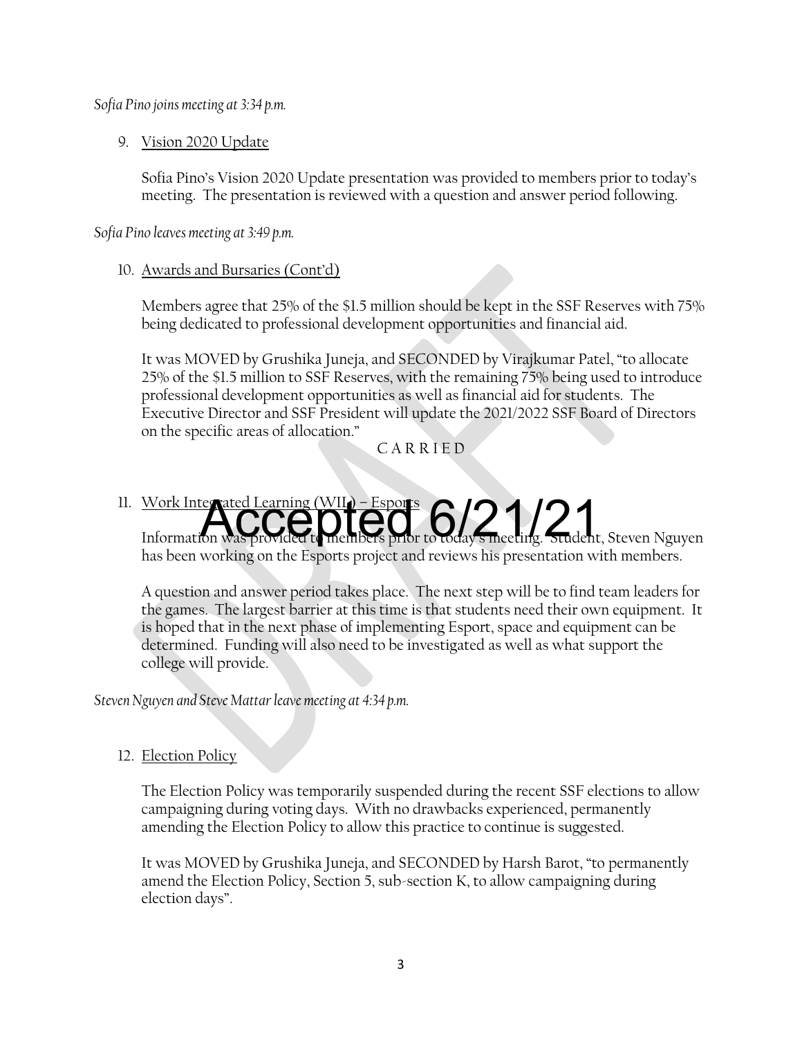*Sofia Pino joins meeting at 3:34 p.m.*

9. Vision 2020 Update

   Sofia Pino's Vision 2020 Update presentation was provided to members prior to today's meeting. The presentation is reviewed with a question and answer period following.

*Sofia Pino leaves meeting at 3:49 p.m.*

10. Awards and Bursaries (Cont'd)

    Members agree that 25% of the $1.5 million should be kept in the SSF Reserves with 75% being dedicated to professional development opportunities and financial aid.

    It was MOVED by Grushika Juneja, and SECONDED by Virajkumar Patel, "to allocate 25% of the $1.5 million to SSF Reserves, with the remaining 75% being used to introduce professional development opportunities as well as financial aid for students. The Executive Director and SSF President will update the 2021/2022 SSF Board of Directors on the specific areas of allocation."

    C A R R I E D

11. Work Integrated Learning (WIL) – Esports

    Accepted 6/21/21

    Information was provided to members prior to today's meeting. Student, Steven Nguyen has been working on the Esports project and reviews his presentation with members.

    A question and answer period takes place. The next step will be to find team leaders for the games. The largest barrier at this time is that students need their own equipment. It is hoped that in the next phase of implementing Esport, space and equipment can be determined. Funding will also need to be investigated as well as what support the college will provide.

*Steven Nguyen and Steve Mattar leave meeting at 4:34 p.m.*

12. Election Policy

    The Election Policy was temporarily suspended during the recent SSF elections to allow campaigning during voting days. With no drawbacks experienced, permanently amending the Election Policy to allow this practice to continue is suggested.

    It was MOVED by Grushika Juneja, and SECONDED by Harsh Barot, "to permanently amend the Election Policy, Section 5, sub-section K, to allow campaigning during election days".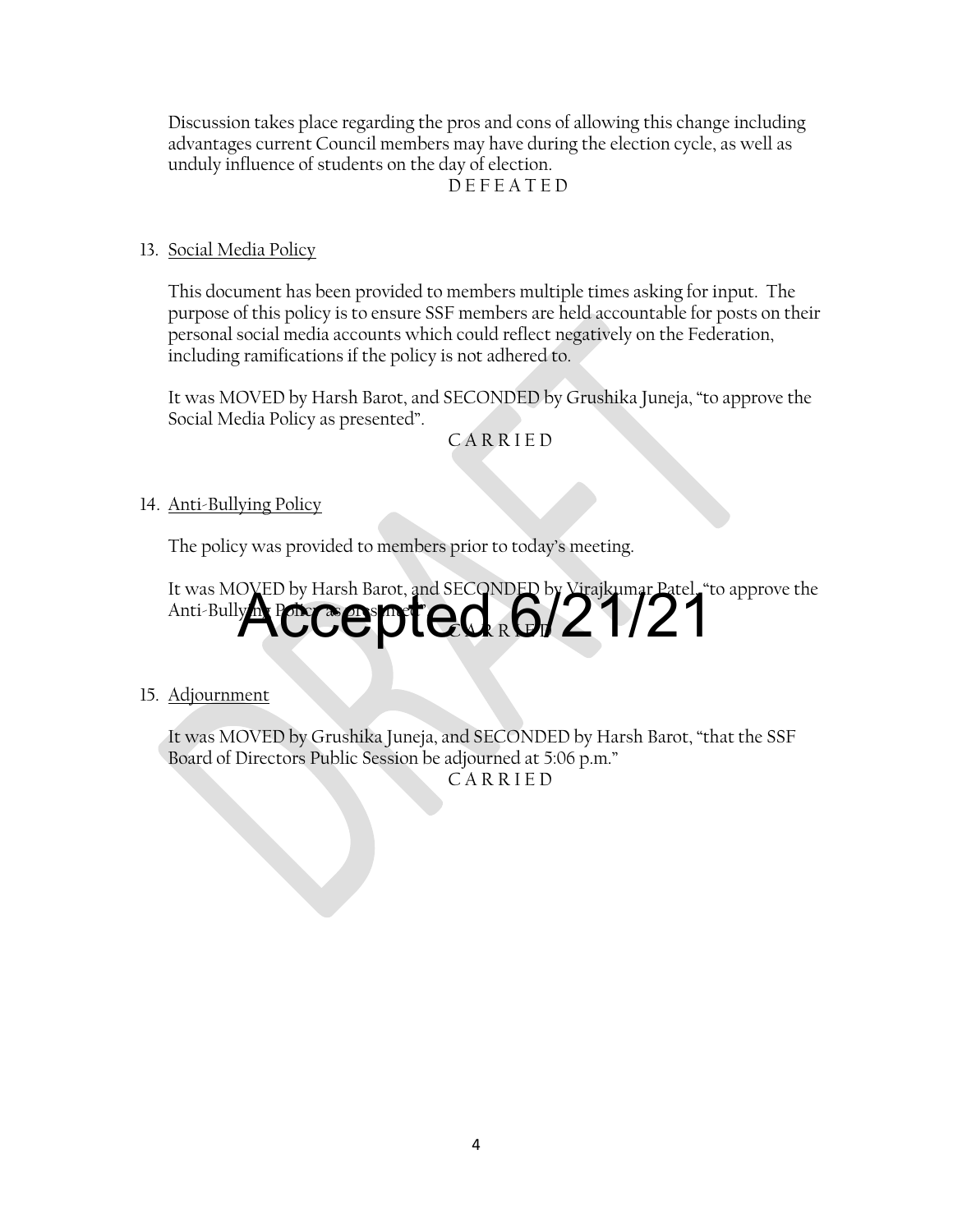Discussion takes place regarding the pros and cons of allowing this change including advantages current Council members may have during the election cycle, as well as unduly influence of students on the day of election.

D E F E A T E D

13. Social Media Policy

This document has been provided to members multiple times asking for input. The purpose of this policy is to ensure SSF members are held accountable for posts on their personal social media accounts which could reflect negatively on the Federation, including ramifications if the policy is not adhered to.

It was MOVED by Harsh Barot, and SECONDED by Grushika Juneja, "to approve the Social Media Policy as presented".

C A R R I E D

14. Anti-Bullying Policy

The policy was provided to members prior to today's meeting.

It was MOVED by Harsh Barot, and SECONDED by Virajkumar Patel, "to approve the Anti-Bullying Policy as presented".

C A R R I E D

Accepted 6/21/21

15. Adjournment

It was MOVED by Grushika Juneja, and SECONDED by Harsh Barot, "that the SSF Board of Directors Public Session be adjourned at 5:06 p.m."

C A R R I E D

DRAFT